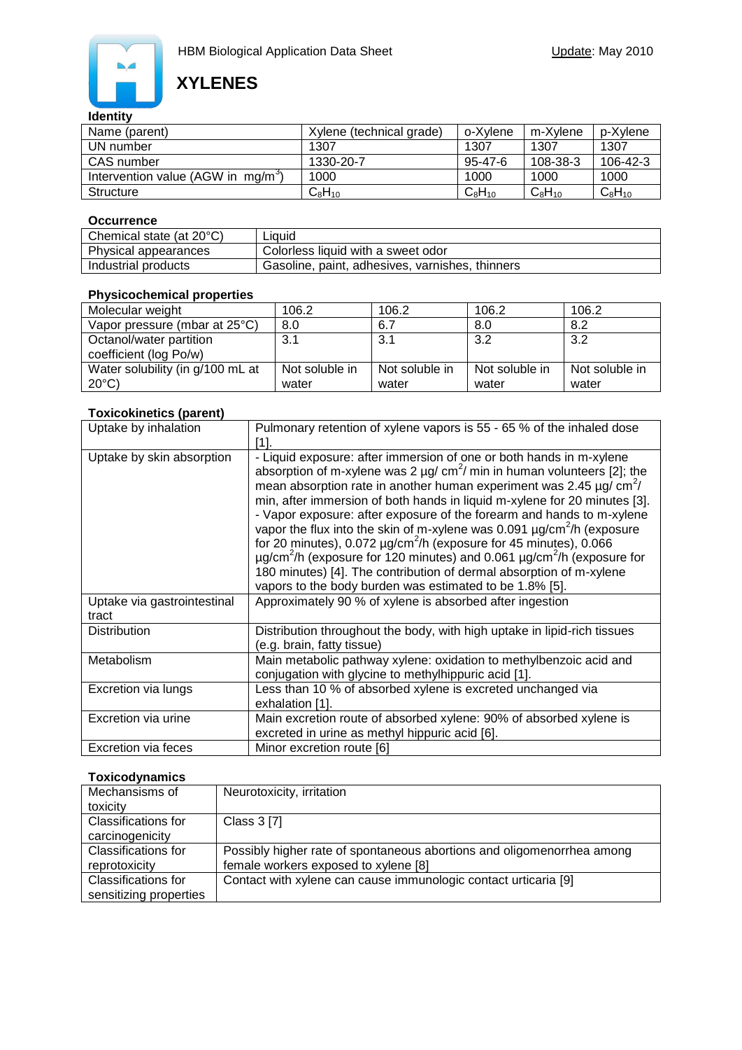HBM Biological Application Data Sheet

Update: May 2010

# XYLENES

### Identity

| Name (parent) | Xylene (technical grade) | o-Xylene | m-Xylene | p-Xylene |
|---|---|---|---|---|
| UN number | 1307 | 1307 | 1307 | 1307 |
| CAS number | 1330-20-7 | 95-47-6 | 108-38-3 | 106-42-3 |
| Intervention value (AGW in mg/m$^3$) | 1000 | 1000 | 1000 | 1000 |
| Structure | $C_8H_{10}$ | $C_8H_{10}$ | $C_8H_{10}$ | $C_8H_{10}$ |

### Occurrence

| | |
|---|---|
| Chemical state (at 20°C) | Liquid |
| Physical appearances | Colorless liquid with a sweet odor |
| Industrial products | Gasoline, paint, adhesives, varnishes, thinners |

### Physicochemical properties

| | | | | |
|---|---|---|---|---|
| Molecular weight | 106.2 | 106.2 | 106.2 | 106.2 |
| Vapor pressure (mbar at 25°C) | 8.0 | 6.7 | 8.0 | 8.2 |
| Octanol/water partition coefficient (log Po/w) | 3.1 | 3.1 | 3.2 | 3.2 |
| Water solubility (in g/100 mL at 20°C) | Not soluble in water | Not soluble in water | Not soluble in water | Not soluble in water |

### Toxicokinetics (parent)

| | |
|---|---|
| Uptake by inhalation | Pulmonary retention of xylene vapors is 55 - 65 % of the inhaled dose [1]. |
| Uptake by skin absorption | - Liquid exposure: after immersion of one or both hands in m-xylene absorption of m-xylene was 2 µg/ cm$^2$/ min in human volunteers [2]; the mean absorption rate in another human experiment was 2.45 µg/ cm$^2$/ min, after immersion of both hands in liquid m-xylene for 20 minutes [3]. - Vapor exposure: after exposure of the forearm and hands to m-xylene vapor the flux into the skin of m-xylene was 0.091 µg/cm$^2$/h (exposure for 20 minutes), 0.072 µg/cm$^2$/h (exposure for 45 minutes), 0.066 µg/cm$^2$/h (exposure for 120 minutes) and 0.061 µg/cm$^2$/h (exposure for 180 minutes) [4]. The contribution of dermal absorption of m-xylene vapors to the body burden was estimated to be 1.8% [5]. |
| Uptake via gastrointestinal tract | Approximately 90 % of xylene is absorbed after ingestion |
| Distribution | Distribution throughout the body, with high uptake in lipid-rich tissues (e.g. brain, fatty tissue) |
| Metabolism | Main metabolic pathway xylene: oxidation to methylbenzoic acid and conjugation with glycine to methylhippuric acid [1]. |
| Excretion via lungs | Less than 10 % of absorbed xylene is excreted unchanged via exhalation [1]. |
| Excretion via urine | Main excretion route of absorbed xylene: 90% of absorbed xylene is excreted in urine as methyl hippuric acid [6]. |
| Excretion via feces | Minor excretion route [6] |

### Toxicodynamics

| | |
|---|---|
| Mechansisms of toxicity | Neurotoxicity, irritation |
| Classifications for carcinogenicity | Class 3 [7] |
| Classifications for reprotoxicity | Possibly higher rate of spontaneous abortions and oligomenorrhea among female workers exposed to xylene [8] |
| Classifications for sensitizing properties | Contact with xylene can cause immunologic contact urticaria [9] |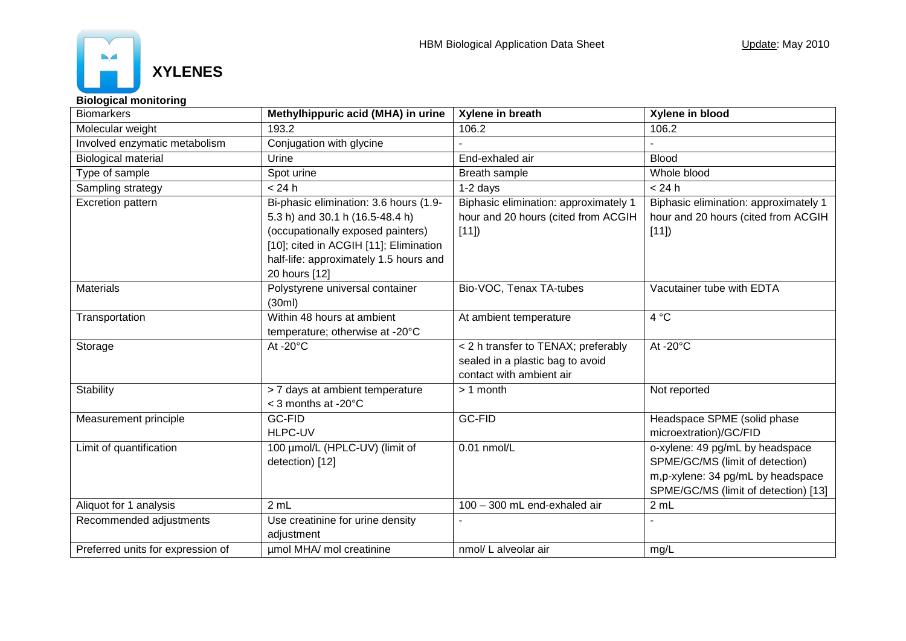# XYLENES

**Biological monitoring**

| Biomarkers | **Methylhippuric acid (MHA) in urine** | **Xylene in breath** | **Xylene in blood** |
|---|---|---|---|
| Molecular weight | 193.2 | 106.2 | 106.2 |
| Involved enzymatic metabolism | Conjugation with glycine | - | - |
| Biological material | Urine | End-exhaled air | Blood |
| Type of sample | Spot urine | Breath sample | Whole blood |
| Sampling strategy | < 24 h | 1-2 days | < 24 h |
| Excretion pattern | Bi-phasic elimination: 3.6 hours (1.9-5.3 h) and 30.1 h (16.5-48.4 h) (occupationally exposed painters) [10]; cited in ACGIH [11]; Elimination half-life: approximately 1.5 hours and 20 hours [12] | Biphasic elimination: approximately 1 hour and 20 hours (cited from ACGIH [11]) | Biphasic elimination: approximately 1 hour and 20 hours (cited from ACGIH [11]) |
| Materials | Polystyrene universal container (30ml) | Bio-VOC, Tenax TA-tubes | Vacutainer tube with EDTA |
| Transportation | Within 48 hours at ambient temperature; otherwise at -20°C | At ambient temperature | 4 °C |
| Storage | At -20°C | < 2 h transfer to TENAX; preferably sealed in a plastic bag to avoid contact with ambient air | At -20°C |
| Stability | > 7 days at ambient temperature < 3 months at -20°C | > 1 month | Not reported |
| Measurement principle | GC-FID HLPC-UV | GC-FID | Headspace SPME (solid phase microextration)/GC/FID |
| Limit of quantification | 100 µmol/L (HPLC-UV) (limit of detection) [12] | 0.01 nmol/L | o-xylene: 49 pg/mL by headspace SPME/GC/MS (limit of detection) m,p-xylene: 34 pg/mL by headspace SPME/GC/MS (limit of detection) [13] |
| Aliquot for 1 analysis | 2 mL | 100 – 300 mL end-exhaled air | 2 mL |
| Recommended adjustments | Use creatinine for urine density adjustment | - | - |
| Preferred units for expression of | µmol MHA/ mol creatinine | nmol/ L alveolar air | mg/L |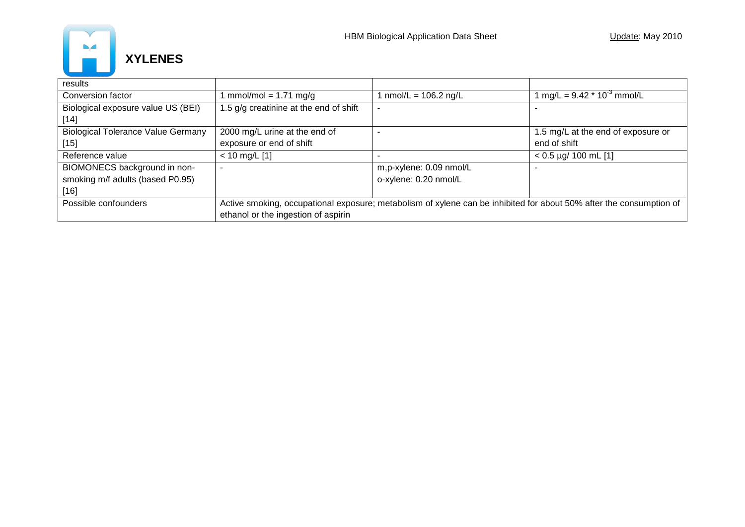# XYLENES

| results | | | |
|---|---|---|---|
| Conversion factor | 1 mmol/mol = 1.71 mg/g | 1 nmol/L = 106.2 ng/L | 1 mg/L = 9.42 * $10^{-3}$ mmol/L |
| Biological exposure value US (BEI) [14] | 1.5 g/g creatinine at the end of shift | - | - |
| Biological Tolerance Value Germany [15] | 2000 mg/L urine at the end of exposure or end of shift | - | 1.5 mg/L at the end of exposure or end of shift |
| Reference value | < 10 mg/L [1] | - | < 0.5 µg/ 100 mL [1] |
| BIOMONECS background in non-smoking m/f adults (based P0.95) [16] | - | m,p-xylene: 0.09 nmol/L<br>o-xylene: 0.20 nmol/L | - |
| Possible confounders | Active smoking, occupational exposure; metabolism of xylene can be inhibited for about 50% after the consumption of ethanol or the ingestion of aspirin | | |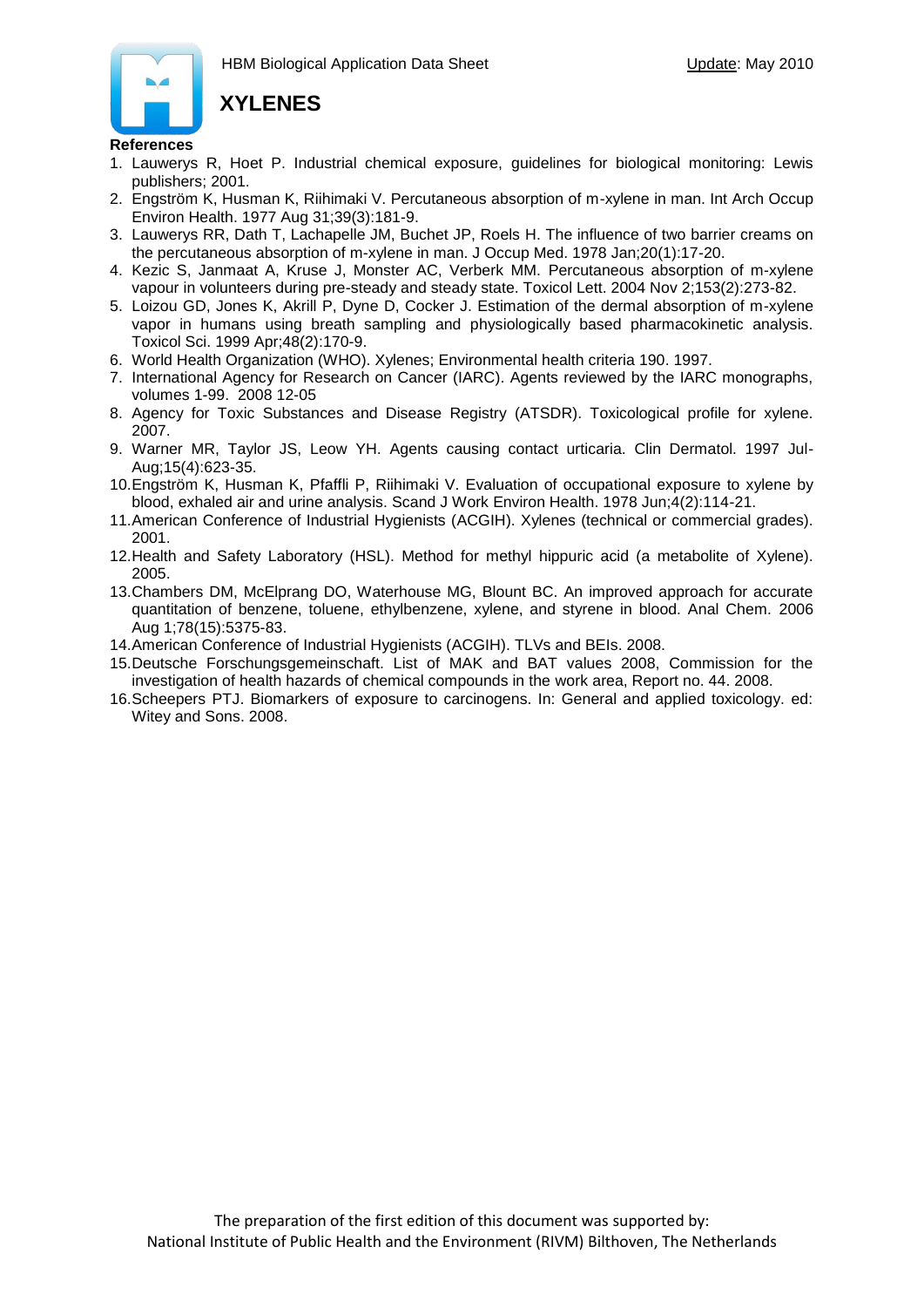## XYLENES

**References**

1. Lauwerys R, Hoet P. Industrial chemical exposure, guidelines for biological monitoring: Lewis publishers; 2001.
2. Engström K, Husman K, Riihimaki V. Percutaneous absorption of m-xylene in man. Int Arch Occup Environ Health. 1977 Aug 31;39(3):181-9.
3. Lauwerys RR, Dath T, Lachapelle JM, Buchet JP, Roels H. The influence of two barrier creams on the percutaneous absorption of m-xylene in man. J Occup Med. 1978 Jan;20(1):17-20.
4. Kezic S, Janmaat A, Kruse J, Monster AC, Verberk MM. Percutaneous absorption of m-xylene vapour in volunteers during pre-steady and steady state. Toxicol Lett. 2004 Nov 2;153(2):273-82.
5. Loizou GD, Jones K, Akrill P, Dyne D, Cocker J. Estimation of the dermal absorption of m-xylene vapor in humans using breath sampling and physiologically based pharmacokinetic analysis. Toxicol Sci. 1999 Apr;48(2):170-9.
6. World Health Organization (WHO). Xylenes; Environmental health criteria 190. 1997.
7. International Agency for Research on Cancer (IARC). Agents reviewed by the IARC monographs, volumes 1-99. 2008 12-05
8. Agency for Toxic Substances and Disease Registry (ATSDR). Toxicological profile for xylene. 2007.
9. Warner MR, Taylor JS, Leow YH. Agents causing contact urticaria. Clin Dermatol. 1997 Jul-Aug;15(4):623-35.
10. Engström K, Husman K, Pfaffli P, Riihimaki V. Evaluation of occupational exposure to xylene by blood, exhaled air and urine analysis. Scand J Work Environ Health. 1978 Jun;4(2):114-21.
11. American Conference of Industrial Hygienists (ACGIH). Xylenes (technical or commercial grades). 2001.
12. Health and Safety Laboratory (HSL). Method for methyl hippuric acid (a metabolite of Xylene). 2005.
13. Chambers DM, McElprang DO, Waterhouse MG, Blount BC. An improved approach for accurate quantitation of benzene, toluene, ethylbenzene, xylene, and styrene in blood. Anal Chem. 2006 Aug 1;78(15):5375-83.
14. American Conference of Industrial Hygienists (ACGIH). TLVs and BEIs. 2008.
15. Deutsche Forschungsgemeinschaft. List of MAK and BAT values 2008, Commission for the investigation of health hazards of chemical compounds in the work area, Report no. 44. 2008.
16. Scheepers PTJ. Biomarkers of exposure to carcinogens. In: General and applied toxicology. ed: Witey and Sons. 2008.

The preparation of the first edition of this document was supported by:
National Institute of Public Health and the Environment (RIVM) Bilthoven, The Netherlands